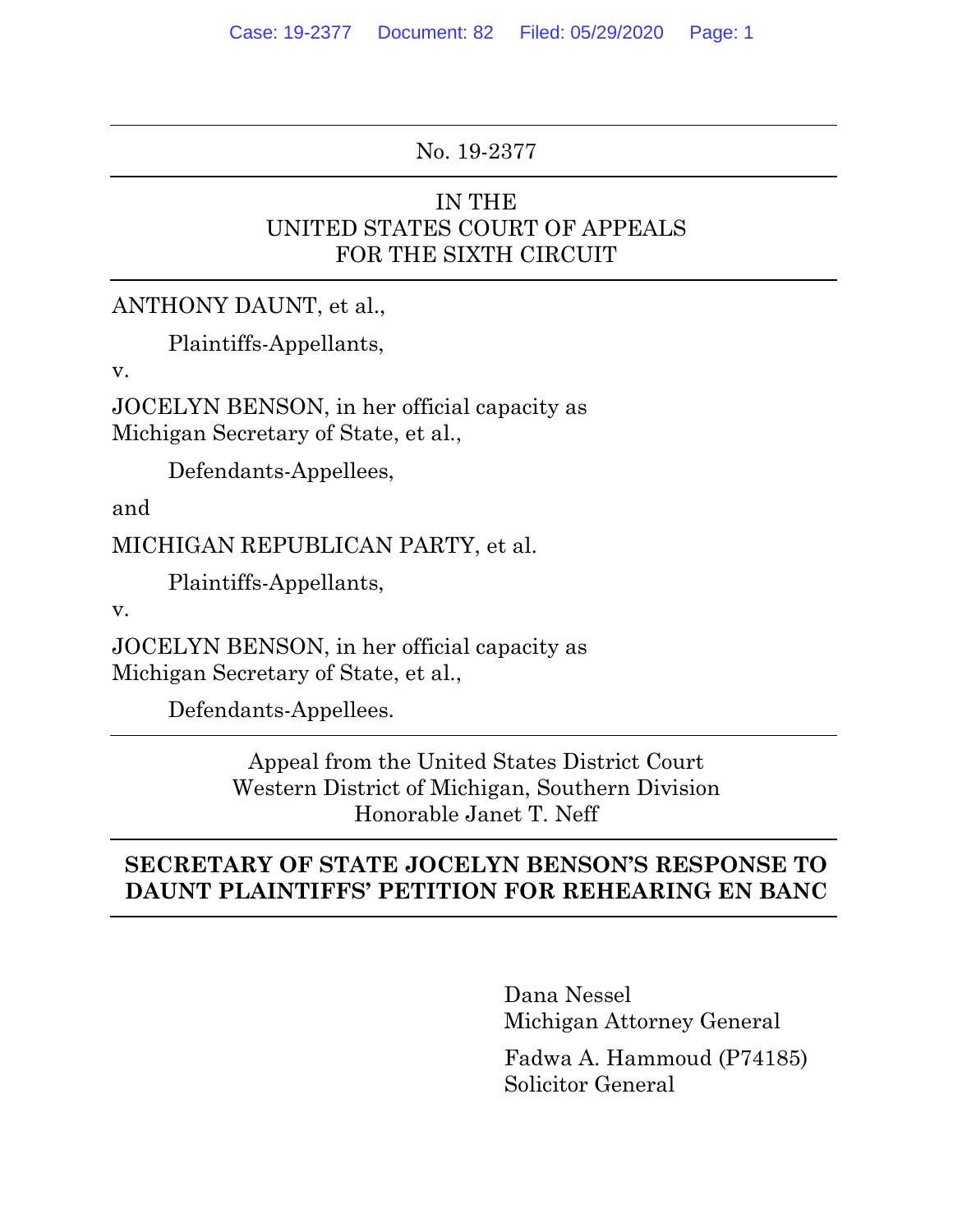No. 19-2377

IN THE
UNITED STATES COURT OF APPEALS
FOR THE SIXTH CIRCUIT

ANTHONY DAUNT, et al.,

Plaintiffs-Appellants,

v.

JOCELYN BENSON, in her official capacity as
Michigan Secretary of State, et al.,

Defendants-Appellees,

and

MICHIGAN REPUBLICAN PARTY, et al.

Plaintiffs-Appellants,

v.

JOCELYN BENSON, in her official capacity as
Michigan Secretary of State, et al.,

Defendants-Appellees.

Appeal from the United States District Court
Western District of Michigan, Southern Division
Honorable Janet T. Neff

**SECRETARY OF STATE JOCELYN BENSON'S RESPONSE TO DAUNT PLAINTIFFS' PETITION FOR REHEARING EN BANC**

Dana Nessel
Michigan Attorney General

Fadwa A. Hammoud (P74185)
Solicitor General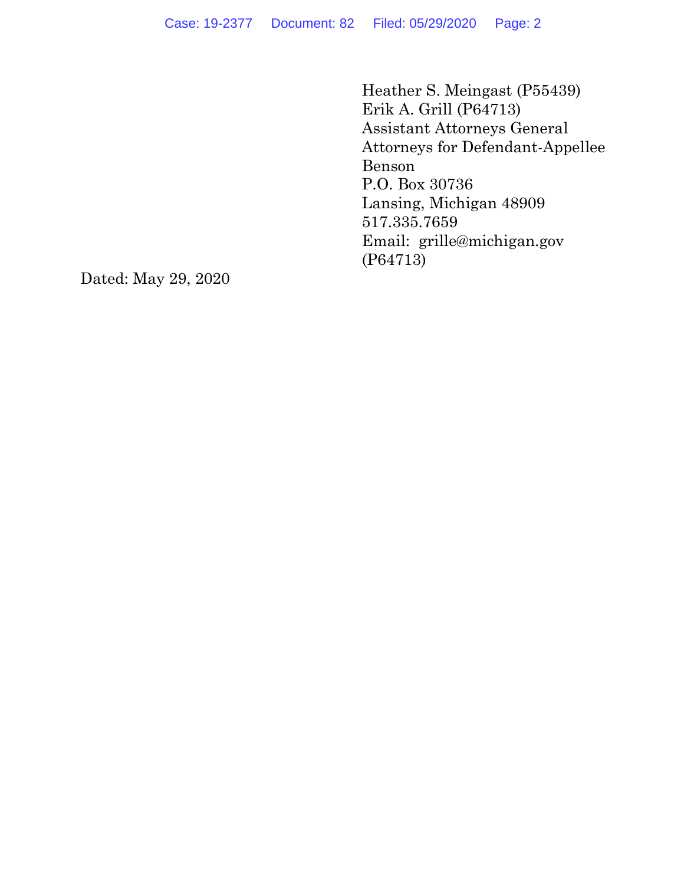Heather S. Meingast (P55439)
Erik A. Grill (P64713)
Assistant Attorneys General
Attorneys for Defendant-Appellee
Benson
P.O. Box 30736
Lansing, Michigan 48909
517.335.7659
Email: grille@michigan.gov
(P64713)

Dated: May 29, 2020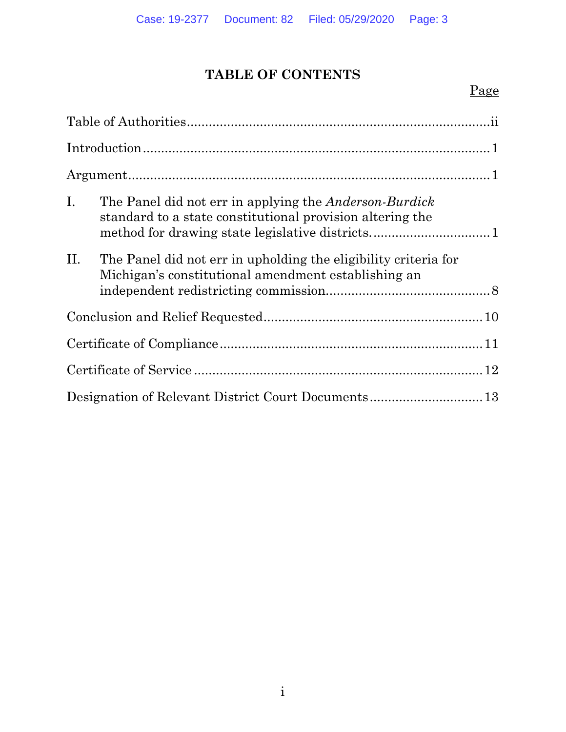# TABLE OF CONTENTS

| | Page |
|---|---|
| Table of Authorities | ii |
| Introduction | 1 |
| Argument | 1 |
| I. The Panel did not err in applying the *Anderson-Burdick* standard to a state constitutional provision altering the method for drawing state legislative districts. | 1 |
| II. The Panel did not err in upholding the eligibility criteria for Michigan's constitutional amendment establishing an independent redistricting commission. | 8 |
| Conclusion and Relief Requested | 10 |
| Certificate of Compliance | 11 |
| Certificate of Service | 12 |
| Designation of Relevant District Court Documents | 13 |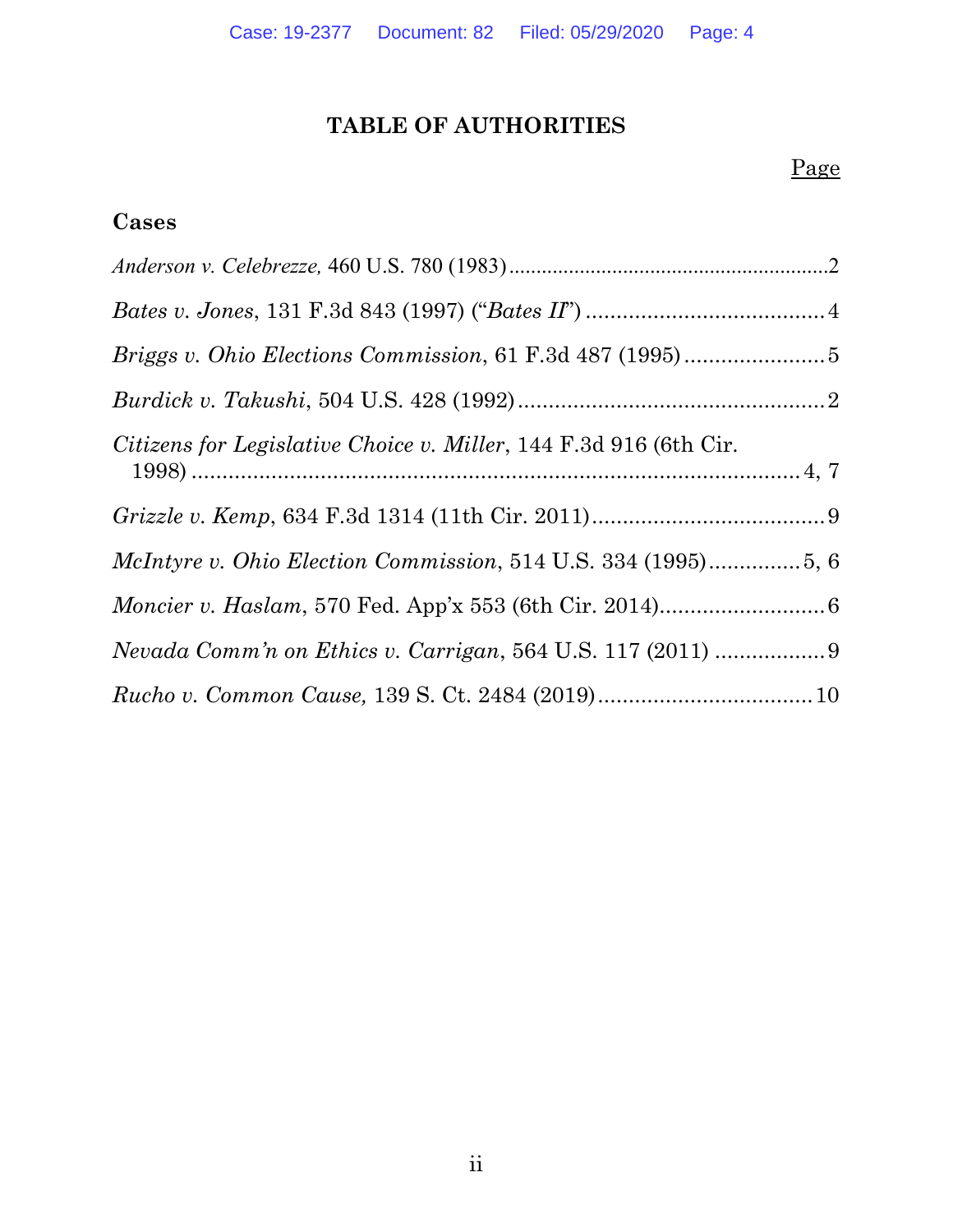# TABLE OF AUTHORITIES

Page

## Cases

*Anderson v. Celebrezze,* 460 U.S. 780 (1983)............................................................2

*Bates v. Jones*, 131 F.3d 843 (1997) ("*Bates II*") .......................................4

*Briggs v. Ohio Elections Commission*, 61 F.3d 487 (1995) .......................5

*Burdick v. Takushi*, 504 U.S. 428 (1992)..................................................2

*Citizens for Legislative Choice v. Miller*, 144 F.3d 916 (6th Cir. 1998) ..................................................................................................4, 7

*Grizzle v. Kemp*, 634 F.3d 1314 (11th Cir. 2011)......................................9

*McIntyre v. Ohio Election Commission*, 514 U.S. 334 (1995)...............5, 6

*Moncier v. Haslam*, 570 Fed. App'x 553 (6th Cir. 2014)...........................6

*Nevada Comm'n on Ethics v. Carrigan*, 564 U.S. 117 (2011) ..................9

*Rucho v. Common Cause,* 139 S. Ct. 2484 (2019)...................................10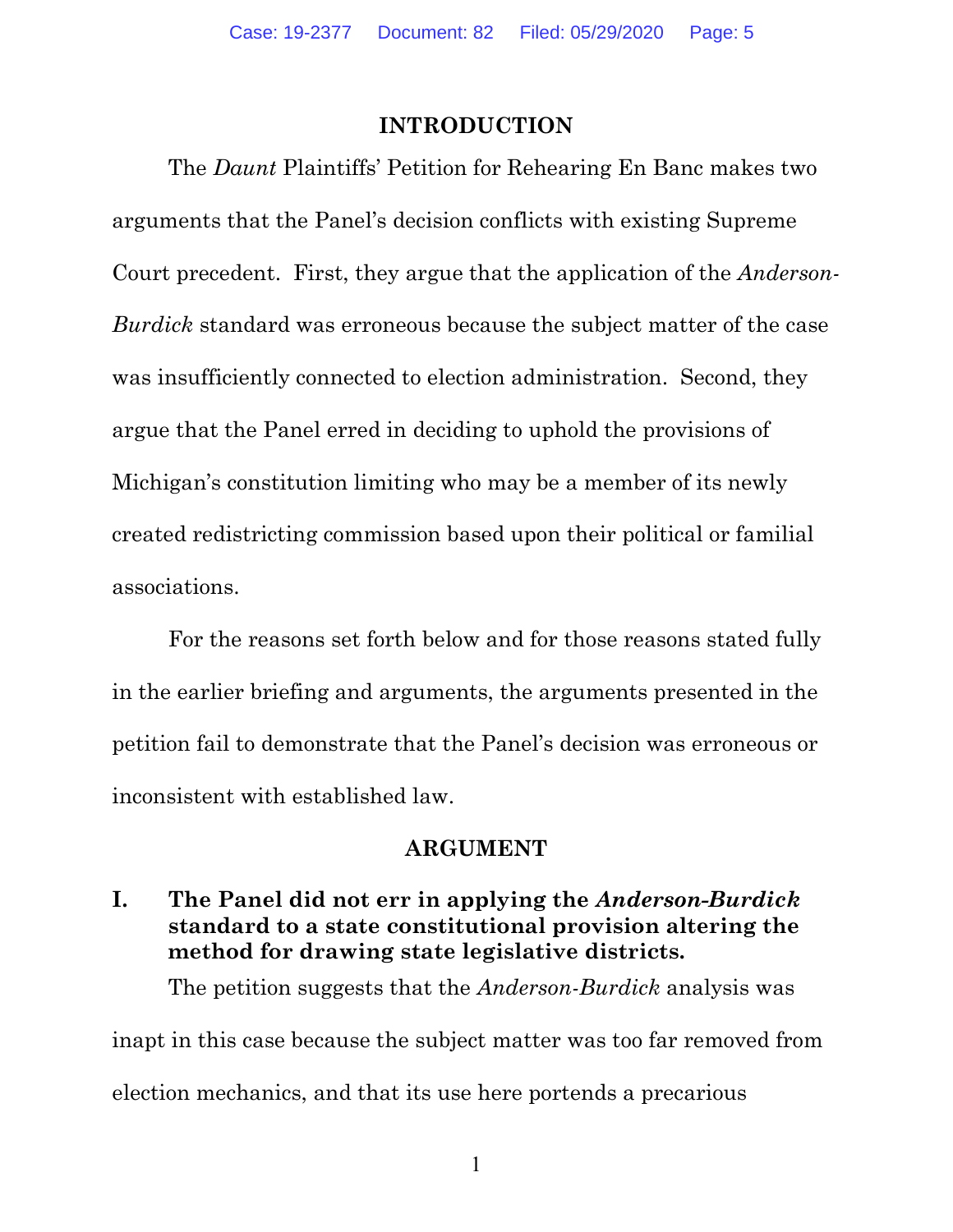## INTRODUCTION

The *Daunt* Plaintiffs' Petition for Rehearing En Banc makes two arguments that the Panel's decision conflicts with existing Supreme Court precedent. First, they argue that the application of the *Anderson-Burdick* standard was erroneous because the subject matter of the case was insufficiently connected to election administration. Second, they argue that the Panel erred in deciding to uphold the provisions of Michigan's constitution limiting who may be a member of its newly created redistricting commission based upon their political or familial associations.

For the reasons set forth below and for those reasons stated fully in the earlier briefing and arguments, the arguments presented in the petition fail to demonstrate that the Panel's decision was erroneous or inconsistent with established law.

## ARGUMENT

### I. The Panel did not err in applying the *Anderson-Burdick* standard to a state constitutional provision altering the method for drawing state legislative districts.

The petition suggests that the *Anderson-Burdick* analysis was inapt in this case because the subject matter was too far removed from election mechanics, and that its use here portends a precarious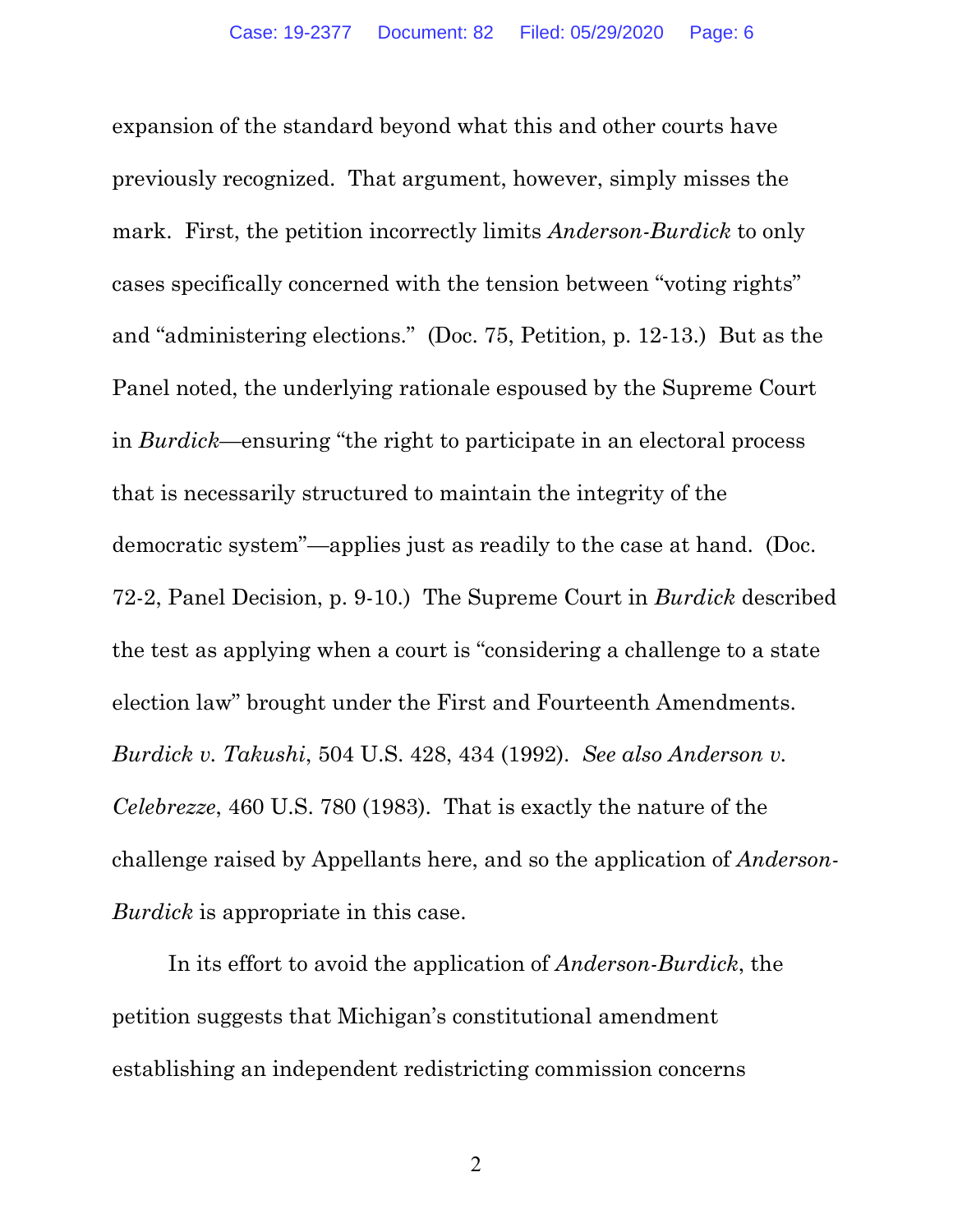expansion of the standard beyond what this and other courts have previously recognized. That argument, however, simply misses the mark. First, the petition incorrectly limits *Anderson-Burdick* to only cases specifically concerned with the tension between "voting rights" and "administering elections." (Doc. 75, Petition, p. 12-13.) But as the Panel noted, the underlying rationale espoused by the Supreme Court in *Burdick*—ensuring "the right to participate in an electoral process that is necessarily structured to maintain the integrity of the democratic system"—applies just as readily to the case at hand. (Doc. 72-2, Panel Decision, p. 9-10.) The Supreme Court in *Burdick* described the test as applying when a court is "considering a challenge to a state election law" brought under the First and Fourteenth Amendments. *Burdick v. Takushi*, 504 U.S. 428, 434 (1992). *See also Anderson v. Celebrezze*, 460 U.S. 780 (1983). That is exactly the nature of the challenge raised by Appellants here, and so the application of *Anderson-Burdick* is appropriate in this case.

In its effort to avoid the application of *Anderson-Burdick*, the petition suggests that Michigan's constitutional amendment establishing an independent redistricting commission concerns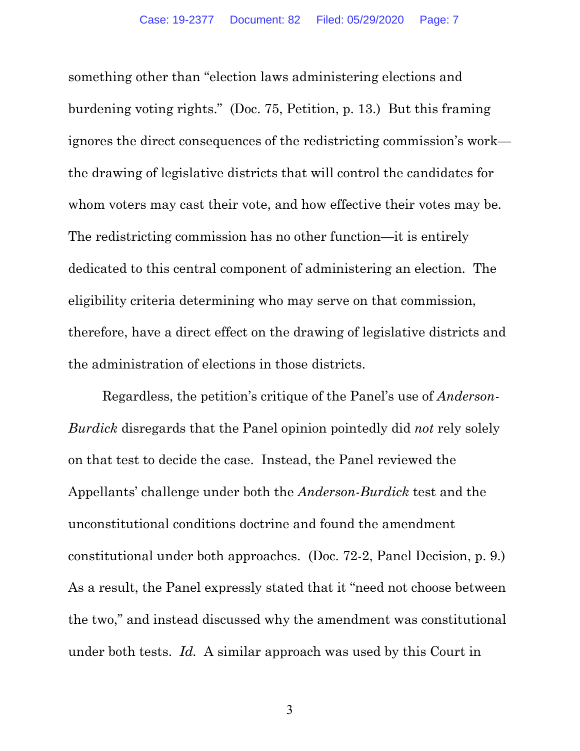something other than "election laws administering elections and burdening voting rights." (Doc. 75, Petition, p. 13.) But this framing ignores the direct consequences of the redistricting commission's work—the drawing of legislative districts that will control the candidates for whom voters may cast their vote, and how effective their votes may be. The redistricting commission has no other function—it is entirely dedicated to this central component of administering an election. The eligibility criteria determining who may serve on that commission, therefore, have a direct effect on the drawing of legislative districts and the administration of elections in those districts.

Regardless, the petition's critique of the Panel's use of *Anderson-Burdick* disregards that the Panel opinion pointedly did *not* rely solely on that test to decide the case. Instead, the Panel reviewed the Appellants' challenge under both the *Anderson-Burdick* test and the unconstitutional conditions doctrine and found the amendment constitutional under both approaches. (Doc. 72-2, Panel Decision, p. 9.) As a result, the Panel expressly stated that it "need not choose between the two," and instead discussed why the amendment was constitutional under both tests. *Id.* A similar approach was used by this Court in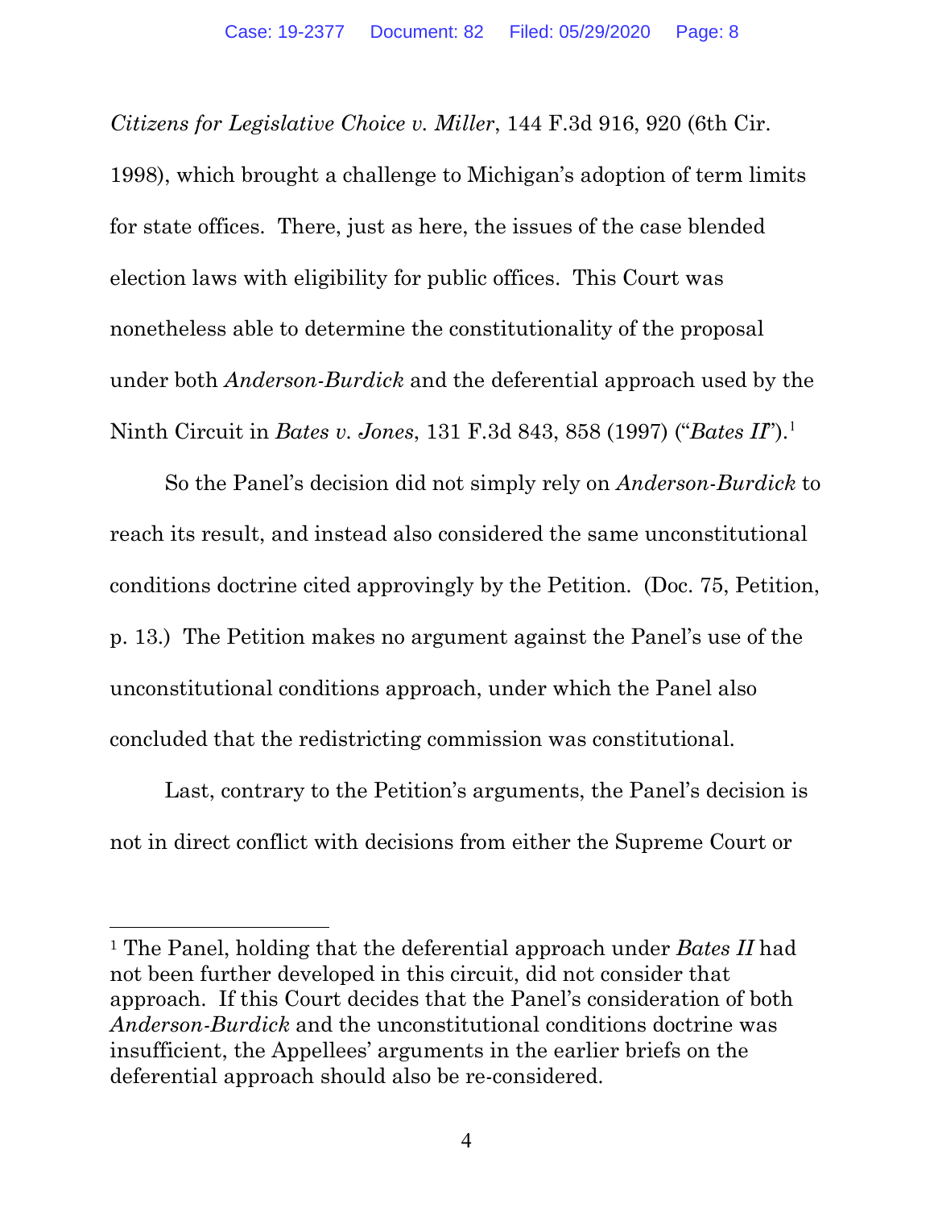*Citizens for Legislative Choice v. Miller*, 144 F.3d 916, 920 (6th Cir. 1998), which brought a challenge to Michigan's adoption of term limits for state offices. There, just as here, the issues of the case blended election laws with eligibility for public offices. This Court was nonetheless able to determine the constitutionality of the proposal under both *Anderson-Burdick* and the deferential approach used by the Ninth Circuit in *Bates v. Jones*, 131 F.3d 843, 858 (1997) ("*Bates II*").[1]

So the Panel's decision did not simply rely on *Anderson-Burdick* to reach its result, and instead also considered the same unconstitutional conditions doctrine cited approvingly by the Petition. (Doc. 75, Petition, p. 13.) The Petition makes no argument against the Panel's use of the unconstitutional conditions approach, under which the Panel also concluded that the redistricting commission was constitutional.

Last, contrary to the Petition's arguments, the Panel's decision is not in direct conflict with decisions from either the Supreme Court or

---

[1] The Panel, holding that the deferential approach under *Bates II* had not been further developed in this circuit, did not consider that approach. If this Court decides that the Panel's consideration of both *Anderson-Burdick* and the unconstitutional conditions doctrine was insufficient, the Appellees' arguments in the earlier briefs on the deferential approach should also be re-considered.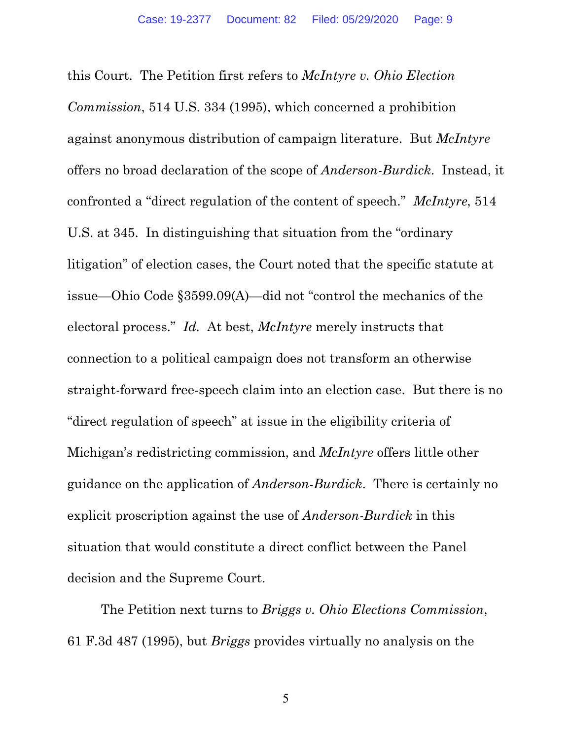this Court. The Petition first refers to *McIntyre v. Ohio Election Commission*, 514 U.S. 334 (1995), which concerned a prohibition against anonymous distribution of campaign literature. But *McIntyre* offers no broad declaration of the scope of *Anderson-Burdick*. Instead, it confronted a "direct regulation of the content of speech." *McIntyre*, 514 U.S. at 345. In distinguishing that situation from the "ordinary litigation" of election cases, the Court noted that the specific statute at issue—Ohio Code §3599.09(A)—did not "control the mechanics of the electoral process." *Id.* At best, *McIntyre* merely instructs that connection to a political campaign does not transform an otherwise straight-forward free-speech claim into an election case. But there is no "direct regulation of speech" at issue in the eligibility criteria of Michigan's redistricting commission, and *McIntyre* offers little other guidance on the application of *Anderson-Burdick*. There is certainly no explicit proscription against the use of *Anderson-Burdick* in this situation that would constitute a direct conflict between the Panel decision and the Supreme Court.

The Petition next turns to *Briggs v. Ohio Elections Commission*, 61 F.3d 487 (1995), but *Briggs* provides virtually no analysis on the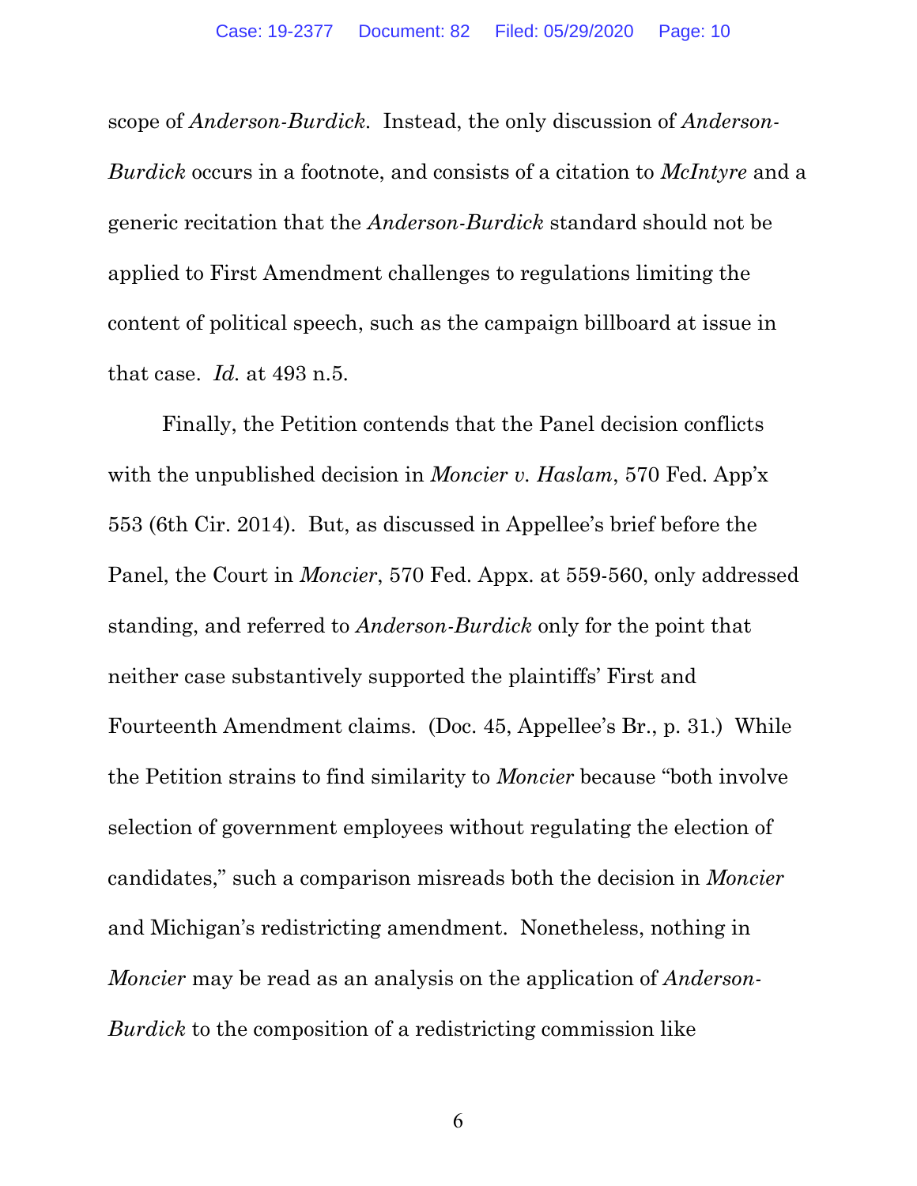scope of *Anderson-Burdick*. Instead, the only discussion of *Anderson-Burdick* occurs in a footnote, and consists of a citation to *McIntyre* and a generic recitation that the *Anderson-Burdick* standard should not be applied to First Amendment challenges to regulations limiting the content of political speech, such as the campaign billboard at issue in that case. *Id.* at 493 n.5.

Finally, the Petition contends that the Panel decision conflicts with the unpublished decision in *Moncier v. Haslam*, 570 Fed. App'x 553 (6th Cir. 2014). But, as discussed in Appellee's brief before the Panel, the Court in *Moncier*, 570 Fed. Appx. at 559-560, only addressed standing, and referred to *Anderson-Burdick* only for the point that neither case substantively supported the plaintiffs' First and Fourteenth Amendment claims. (Doc. 45, Appellee's Br., p. 31.) While the Petition strains to find similarity to *Moncier* because "both involve selection of government employees without regulating the election of candidates," such a comparison misreads both the decision in *Moncier* and Michigan's redistricting amendment. Nonetheless, nothing in *Moncier* may be read as an analysis on the application of *Anderson-Burdick* to the composition of a redistricting commission like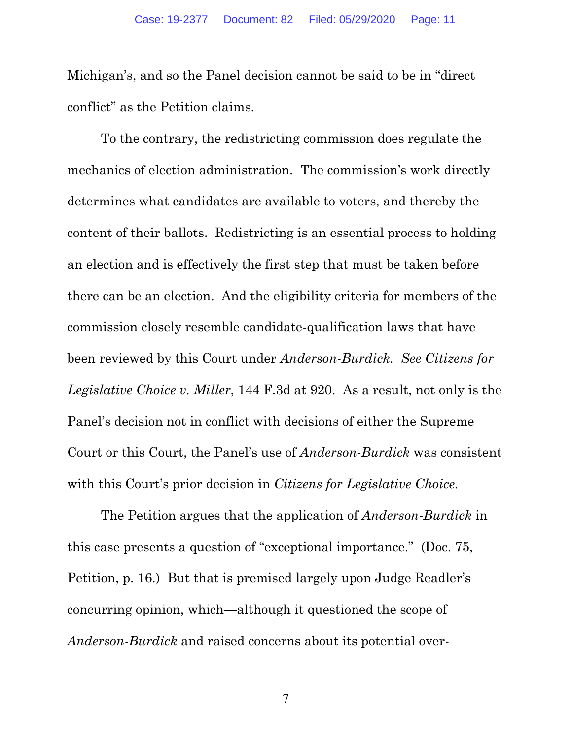Michigan's, and so the Panel decision cannot be said to be in "direct conflict" as the Petition claims.

To the contrary, the redistricting commission does regulate the mechanics of election administration. The commission's work directly determines what candidates are available to voters, and thereby the content of their ballots. Redistricting is an essential process to holding an election and is effectively the first step that must be taken before there can be an election. And the eligibility criteria for members of the commission closely resemble candidate-qualification laws that have been reviewed by this Court under *Anderson-Burdick*. *See Citizens for Legislative Choice v. Miller*, 144 F.3d at 920. As a result, not only is the Panel's decision not in conflict with decisions of either the Supreme Court or this Court, the Panel's use of *Anderson-Burdick* was consistent with this Court's prior decision in *Citizens for Legislative Choice*.

The Petition argues that the application of *Anderson-Burdick* in this case presents a question of "exceptional importance." (Doc. 75, Petition, p. 16.) But that is premised largely upon Judge Readler's concurring opinion, which—although it questioned the scope of *Anderson-Burdick* and raised concerns about its potential over-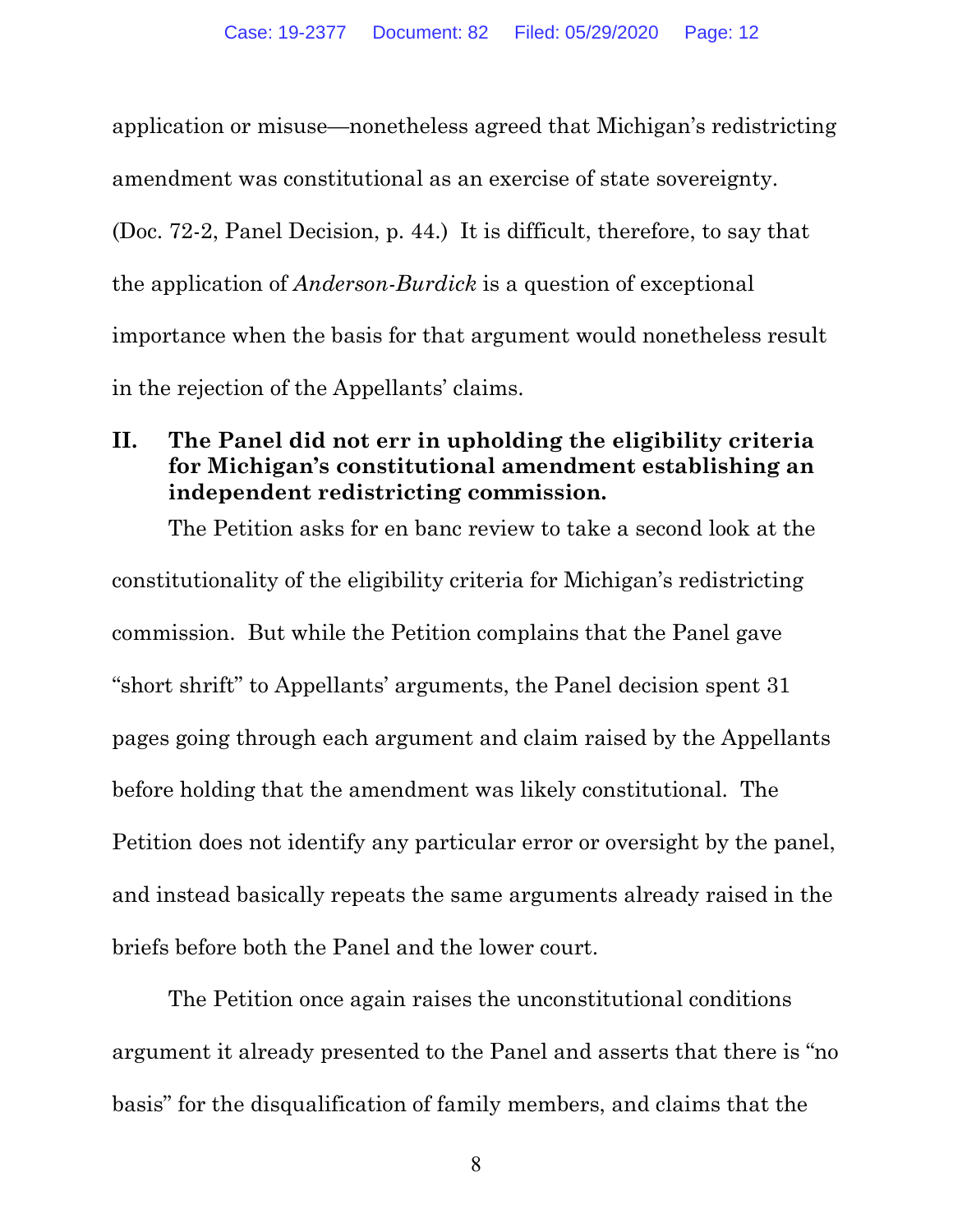application or misuse—nonetheless agreed that Michigan's redistricting amendment was constitutional as an exercise of state sovereignty. (Doc. 72-2, Panel Decision, p. 44.) It is difficult, therefore, to say that the application of *Anderson-Burdick* is a question of exceptional importance when the basis for that argument would nonetheless result in the rejection of the Appellants' claims.

## II. The Panel did not err in upholding the eligibility criteria for Michigan's constitutional amendment establishing an independent redistricting commission.

The Petition asks for en banc review to take a second look at the constitutionality of the eligibility criteria for Michigan's redistricting commission. But while the Petition complains that the Panel gave "short shrift" to Appellants' arguments, the Panel decision spent 31 pages going through each argument and claim raised by the Appellants before holding that the amendment was likely constitutional. The Petition does not identify any particular error or oversight by the panel, and instead basically repeats the same arguments already raised in the briefs before both the Panel and the lower court.

The Petition once again raises the unconstitutional conditions argument it already presented to the Panel and asserts that there is "no basis" for the disqualification of family members, and claims that the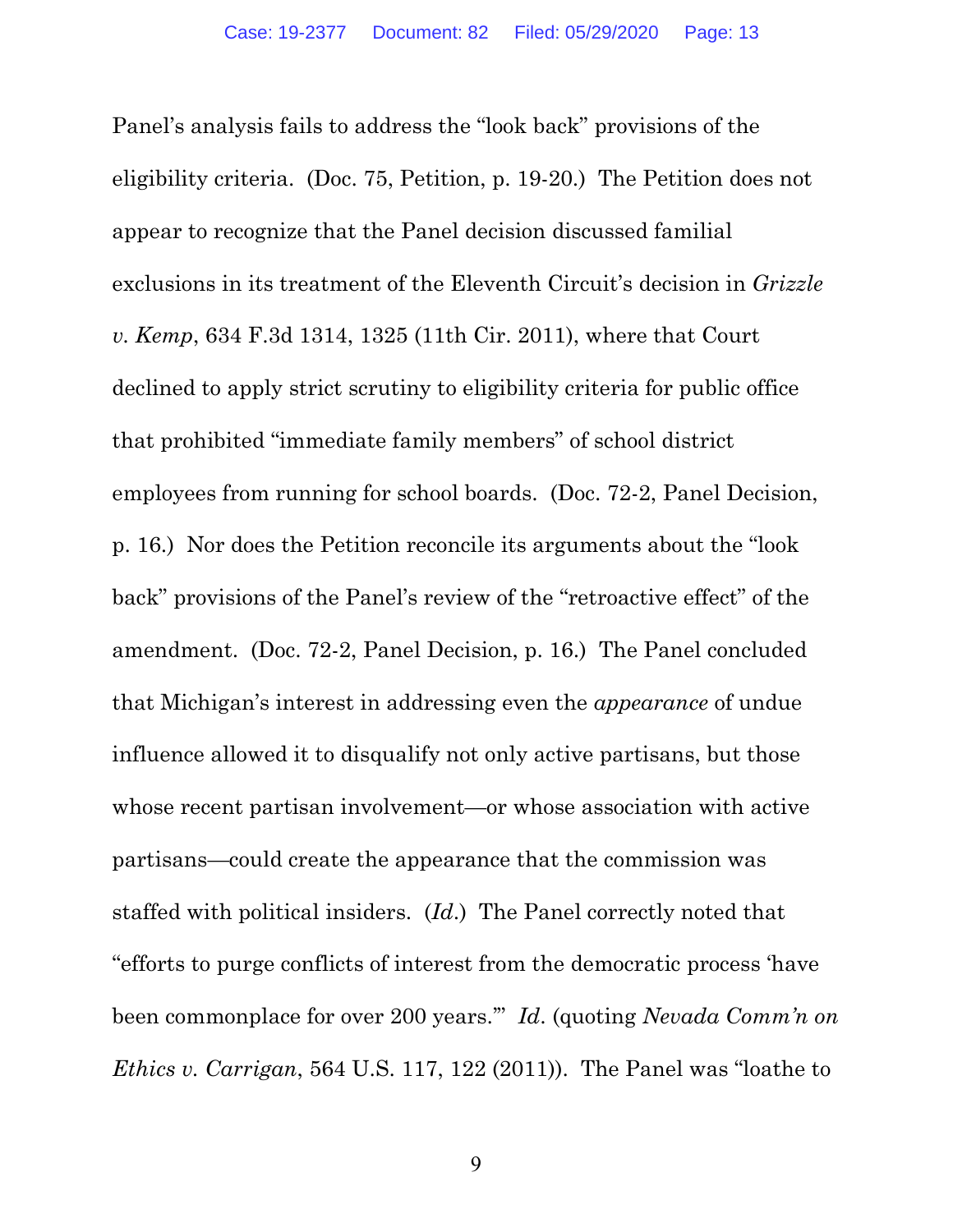Panel's analysis fails to address the "look back" provisions of the eligibility criteria. (Doc. 75, Petition, p. 19-20.) The Petition does not appear to recognize that the Panel decision discussed familial exclusions in its treatment of the Eleventh Circuit's decision in *Grizzle v. Kemp*, 634 F.3d 1314, 1325 (11th Cir. 2011), where that Court declined to apply strict scrutiny to eligibility criteria for public office that prohibited "immediate family members" of school district employees from running for school boards. (Doc. 72-2, Panel Decision, p. 16.) Nor does the Petition reconcile its arguments about the "look back" provisions of the Panel's review of the "retroactive effect" of the amendment. (Doc. 72-2, Panel Decision, p. 16.) The Panel concluded that Michigan's interest in addressing even the *appearance* of undue influence allowed it to disqualify not only active partisans, but those whose recent partisan involvement—or whose association with active partisans—could create the appearance that the commission was staffed with political insiders. (*Id.*) The Panel correctly noted that "efforts to purge conflicts of interest from the democratic process 'have been commonplace for over 200 years.'" *Id.* (quoting *Nevada Comm'n on Ethics v. Carrigan*, 564 U.S. 117, 122 (2011)). The Panel was "loathe to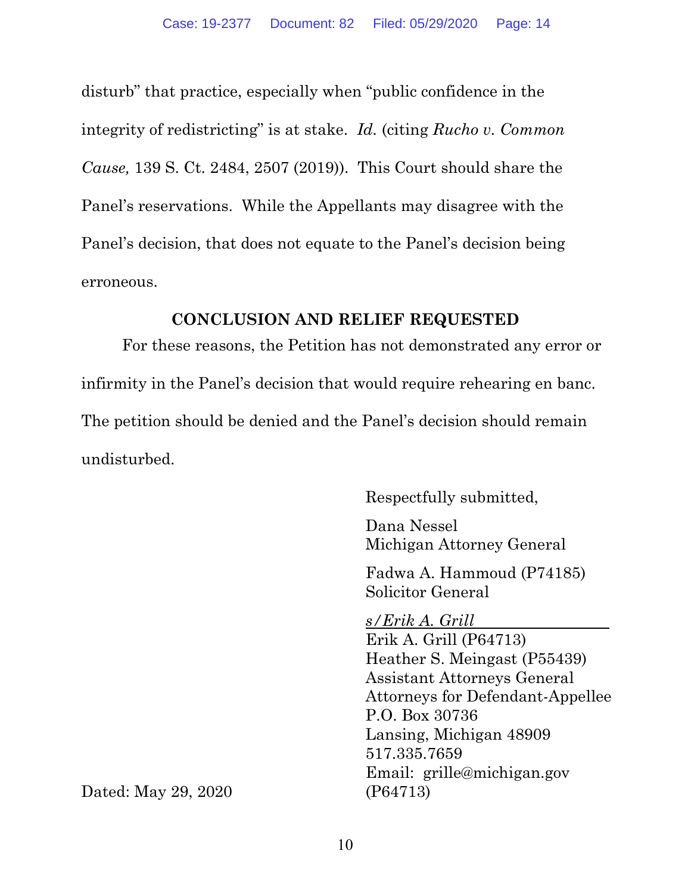disturb" that practice, especially when "public confidence in the integrity of redistricting" is at stake. *Id.* (citing *Rucho v. Common Cause,* 139 S. Ct. 2484, 2507 (2019)). This Court should share the Panel's reservations. While the Appellants may disagree with the Panel's decision, that does not equate to the Panel's decision being erroneous.

## CONCLUSION AND RELIEF REQUESTED

For these reasons, the Petition has not demonstrated any error or infirmity in the Panel's decision that would require rehearing en banc. The petition should be denied and the Panel's decision should remain undisturbed.

Respectfully submitted,

Dana Nessel
Michigan Attorney General

Fadwa A. Hammoud (P74185)
Solicitor General

*s/Erik A. Grill*
Erik A. Grill (P64713)
Heather S. Meingast (P55439)
Assistant Attorneys General
Attorneys for Defendant-Appellee
P.O. Box 30736
Lansing, Michigan 48909
517.335.7659
Email: grille@michigan.gov
(P64713)

Dated: May 29, 2020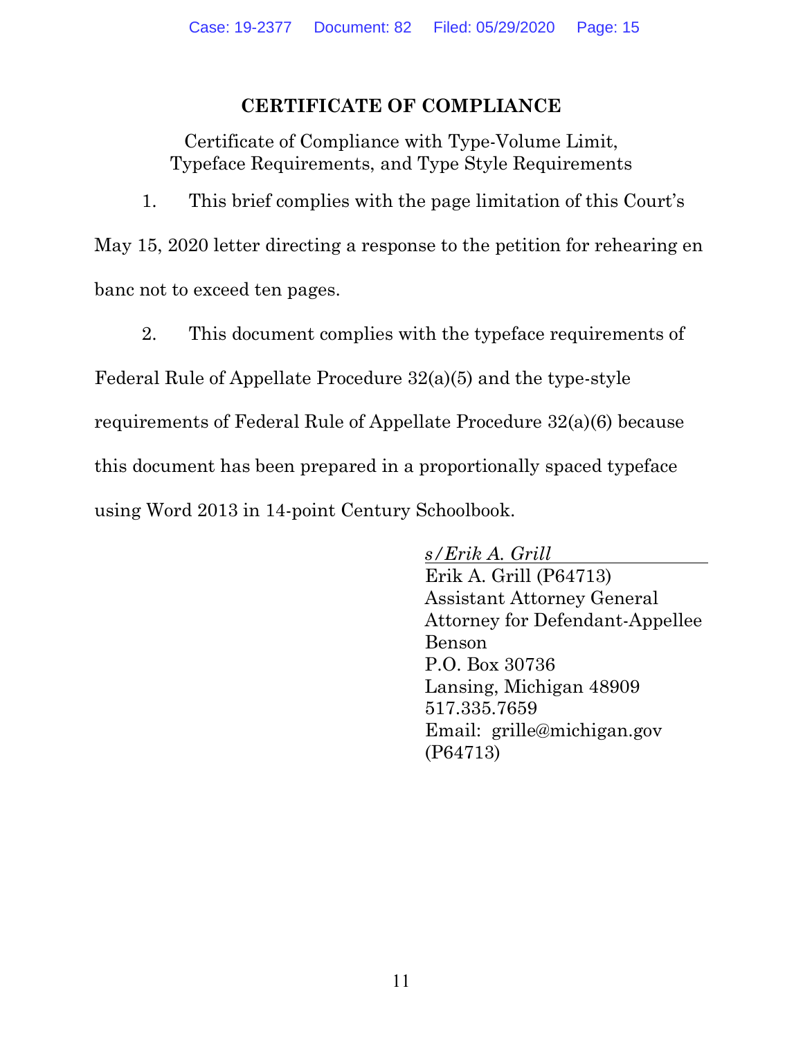## CERTIFICATE OF COMPLIANCE

Certificate of Compliance with Type-Volume Limit,
Typeface Requirements, and Type Style Requirements

1. This brief complies with the page limitation of this Court's May 15, 2020 letter directing a response to the petition for rehearing en banc not to exceed ten pages.

2. This document complies with the typeface requirements of Federal Rule of Appellate Procedure 32(a)(5) and the type-style requirements of Federal Rule of Appellate Procedure 32(a)(6) because this document has been prepared in a proportionally spaced typeface using Word 2013 in 14-point Century Schoolbook.

*s/Erik A. Grill*
Erik A. Grill (P64713)
Assistant Attorney General
Attorney for Defendant-Appellee Benson
P.O. Box 30736
Lansing, Michigan 48909
517.335.7659
Email: grille@michigan.gov
(P64713)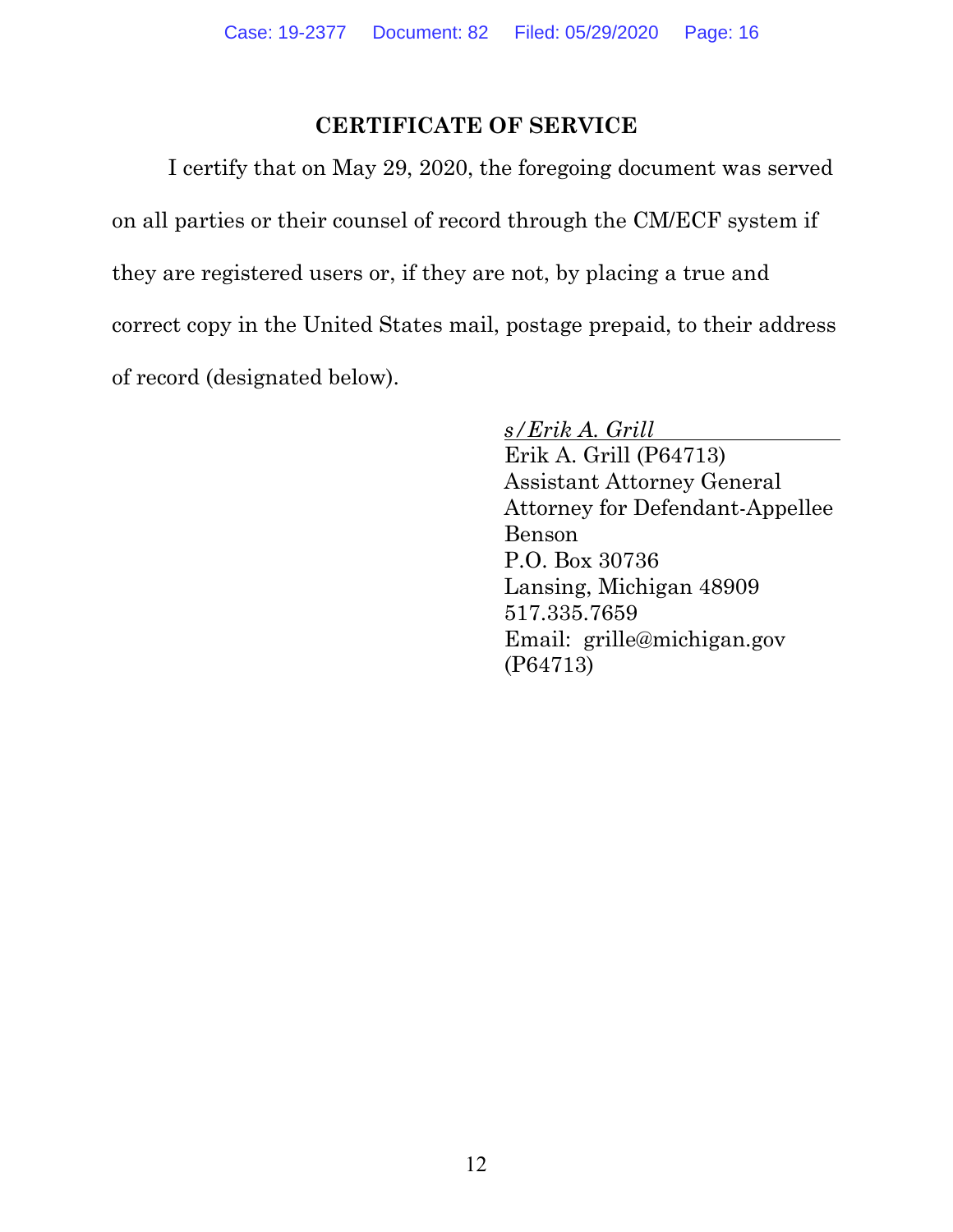## CERTIFICATE OF SERVICE

I certify that on May 29, 2020, the foregoing document was served on all parties or their counsel of record through the CM/ECF system if they are registered users or, if they are not, by placing a true and correct copy in the United States mail, postage prepaid, to their address of record (designated below).

*s/Erik A. Grill*
Erik A. Grill (P64713)
Assistant Attorney General
Attorney for Defendant-Appellee Benson
P.O. Box 30736
Lansing, Michigan 48909
517.335.7659
Email: grille@michigan.gov
(P64713)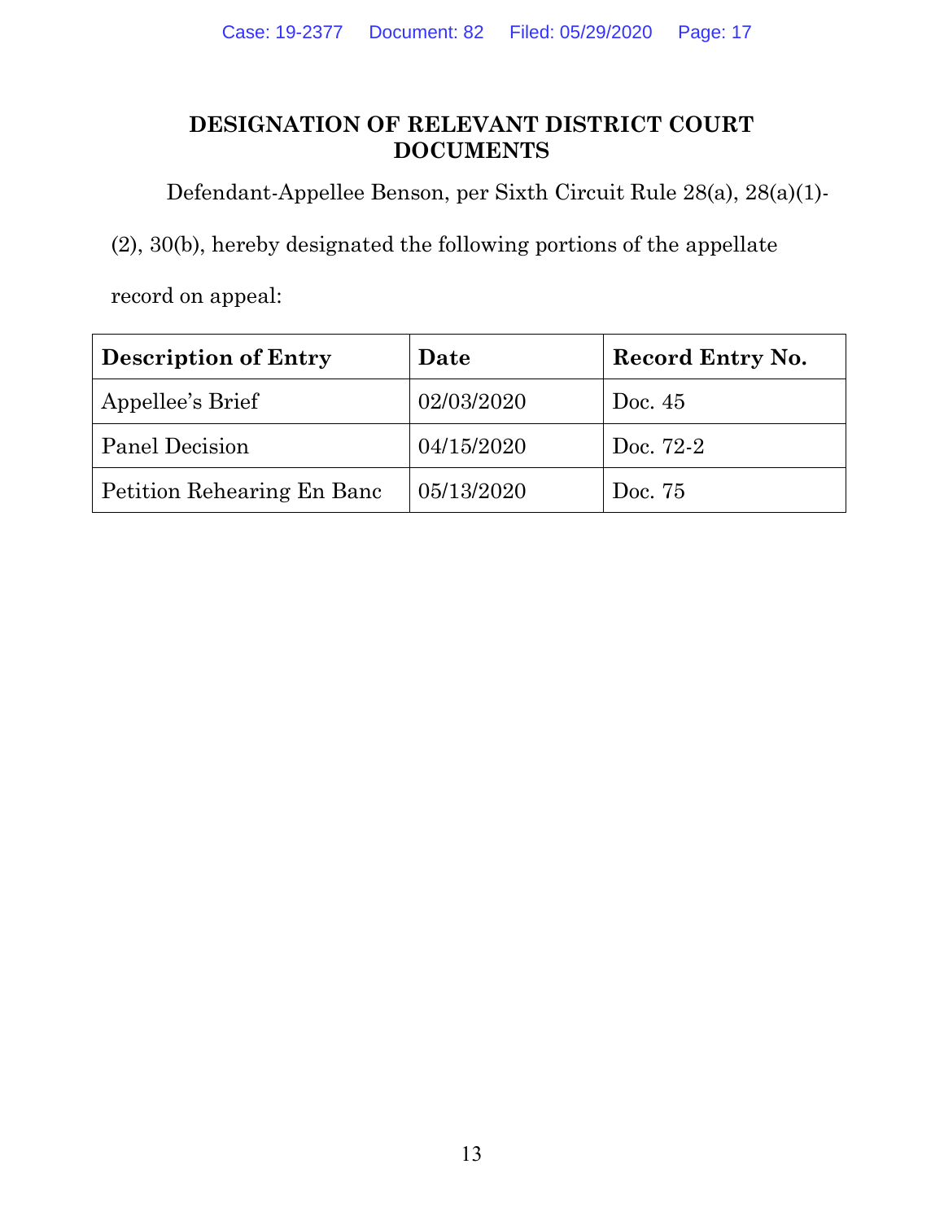## DESIGNATION OF RELEVANT DISTRICT COURT DOCUMENTS

Defendant-Appellee Benson, per Sixth Circuit Rule 28(a), 28(a)(1)-(2), 30(b), hereby designated the following portions of the appellate record on appeal:

| Description of Entry | Date | Record Entry No. |
|---|---|---|
| Appellee's Brief | 02/03/2020 | Doc. 45 |
| Panel Decision | 04/15/2020 | Doc. 72-2 |
| Petition Rehearing En Banc | 05/13/2020 | Doc. 75 |